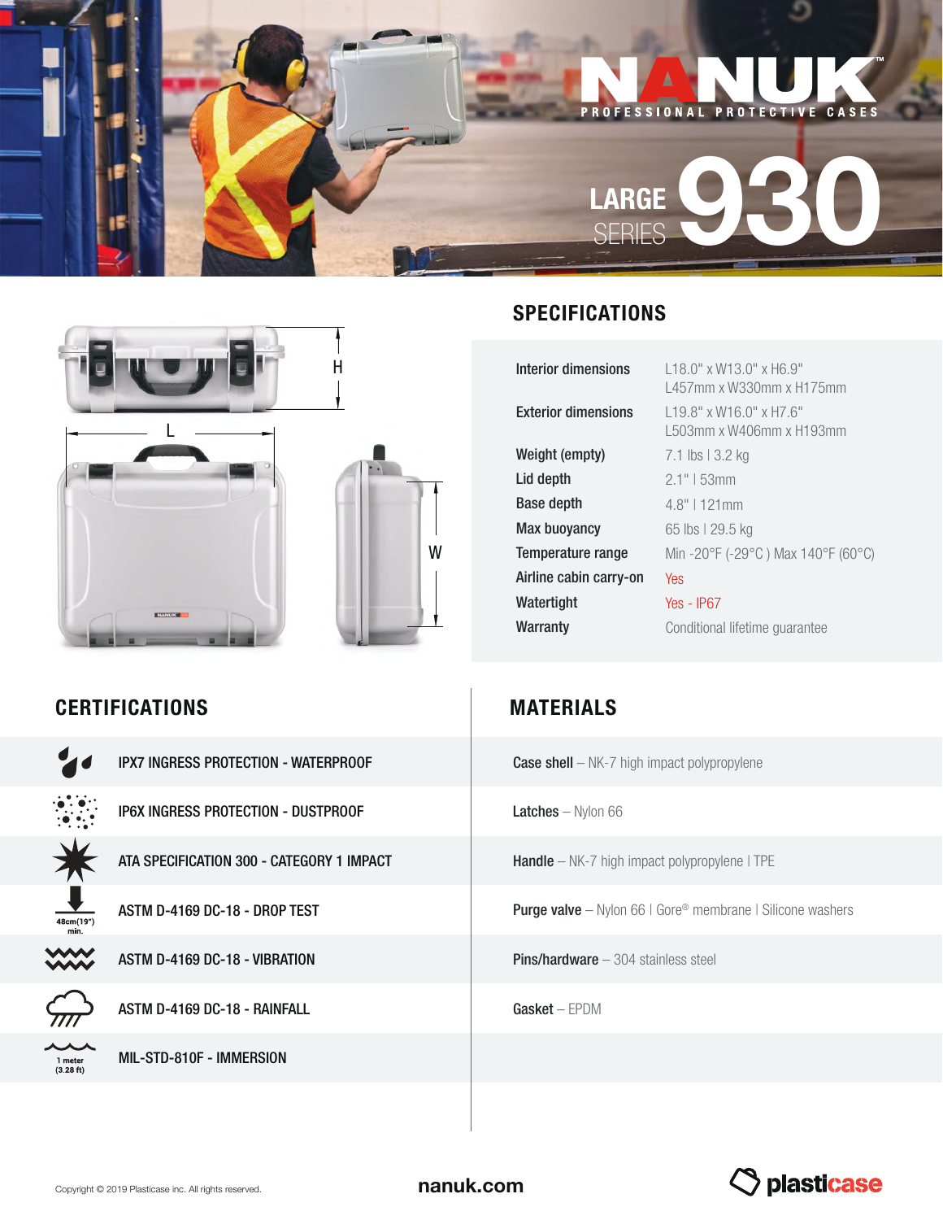# NANUK™

PROFESSIONAL PROTECTIVE CASES

LARGE SERIES 930

H

L

W

## SPECIFICATIONS

| | |
|---|---|
| **Interior dimensions** | L18.0" x W13.0" x H6.9"<br>L457mm x W330mm x H175mm |
| **Exterior dimensions** | L19.8" x W16.0" x H7.6"<br>L503mm x W406mm x H193mm |
| **Weight (empty)** | 7.1 lbs \| 3.2 kg |
| **Lid depth** | 2.1" \| 53mm |
| **Base depth** | 4.8" \| 121mm |
| **Max buoyancy** | 65 lbs \| 29.5 kg |
| **Temperature range** | Min -20°F (-29°C ) Max 140°F (60°C) |
| **Airline cabin carry-on** | Yes |
| **Watertight** | Yes - IP67 |
| **Warranty** | Conditional lifetime guarantee |

## CERTIFICATIONS

- IPX7 INGRESS PROTECTION - WATERPROOF
- IP6X INGRESS PROTECTION - DUSTPROOF
- ATA SPECIFICATION 300 - CATEGORY 1 IMPACT
- ASTM D-4169 DC-18 - DROP TEST (48cm(19") min.)
- ASTM D-4169 DC-18 - VIBRATION
- ASTM D-4169 DC-18 - RAINFALL
- MIL-STD-810F - IMMERSION (1 meter (3.28 ft))

## MATERIALS

**Case shell** – NK-7 high impact polypropylene

**Latches** – Nylon 66

**Handle** – NK-7 high impact polypropylene | TPE

**Purge valve** – Nylon 66 | Gore® membrane | Silicone washers

**Pins/hardware** – 304 stainless steel

**Gasket** – EPDM

Copyright © 2019 Plasticase inc. All rights reserved.

nanuk.com

plasticase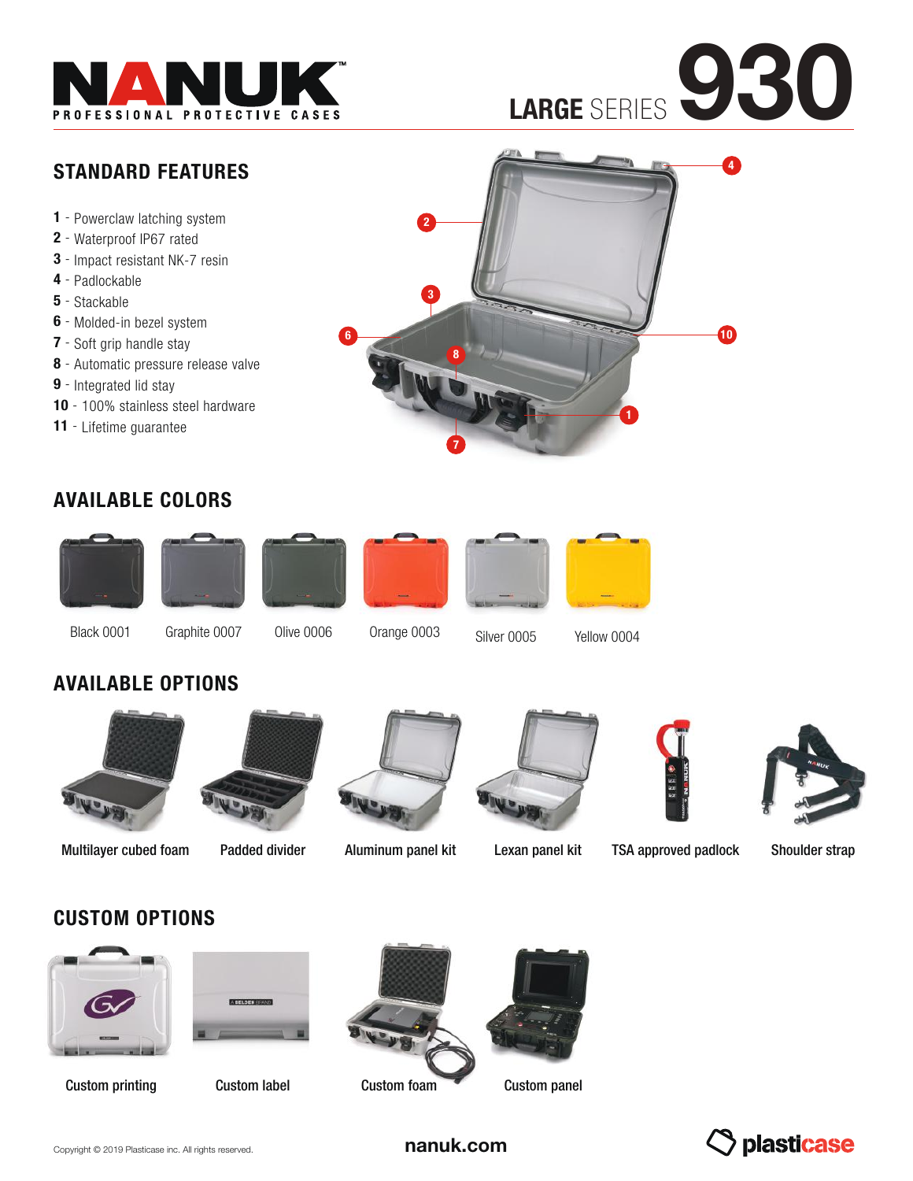# NANUK

PROFESSIONAL PROTECTIVE CASES

LARGE SERIES 930

## STANDARD FEATURES

**1** - Powerclaw latching system
**2** - Waterproof IP67 rated
**3** - Impact resistant NK-7 resin
**4** - Padlockable
**5** - Stackable
**6** - Molded-in bezel system
**7** - Soft grip handle stay
**8** - Automatic pressure release valve
**9** - Integrated lid stay
**10** - 100% stainless steel hardware
**11** - Lifetime guarantee

## AVAILABLE COLORS

Black 0001

Graphite 0007

Olive 0006

Orange 0003

Silver 0005

Yellow 0004

## AVAILABLE OPTIONS

Multilayer cubed foam

Padded divider

Aluminum panel kit

Lexan panel kit

TSA approved padlock

Shoulder strap

## CUSTOM OPTIONS

Custom printing

Custom label

Custom foam

Custom panel

Copyright © 2019 Plasticase inc. All rights reserved.

nanuk.com

plasticase